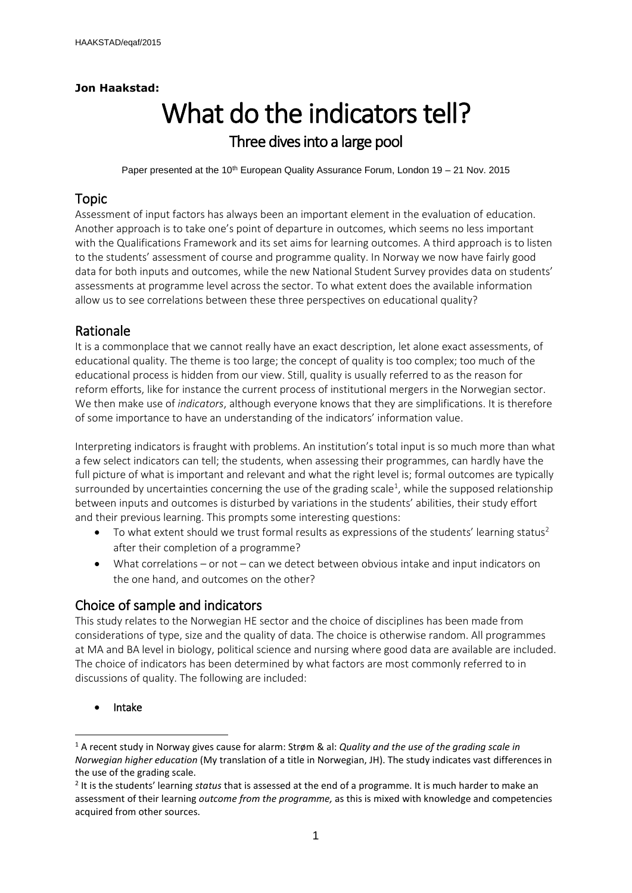**Jon Haakstad:**

# What do the indicators tell?

## Three dives into a large pool

Paper presented at the 10th European Quality Assurance Forum, London 19 – 21 Nov. 2015

## Topic

Assessment of input factors has always been an important element in the evaluation of education. Another approach is to take one's point of departure in outcomes, which seems no less important with the Qualifications Framework and its set aims for learning outcomes. A third approach is to listen to the students' assessment of course and programme quality. In Norway we now have fairly good data for both inputs and outcomes, while the new National Student Survey provides data on students' assessments at programme level across the sector. To what extent does the available information allow us to see correlations between these three perspectives on educational quality?

## Rationale

It is a commonplace that we cannot really have an exact description, let alone exact assessments, of educational quality. The theme is too large; the concept of quality is too complex; too much of the educational process is hidden from our view. Still, quality is usually referred to as the reason for reform efforts, like for instance the current process of institutional mergers in the Norwegian sector. We then make use of *indicators*, although everyone knows that they are simplifications. It is therefore of some importance to have an understanding of the indicators' information value.

Interpreting indicators is fraught with problems. An institution's total input is so much more than what a few select indicators can tell; the students, when assessing their programmes, can hardly have the full picture of what is important and relevant and what the right level is; formal outcomes are typically surrounded by uncertainties concerning the use of the grading scale[1], while the supposed relationship between inputs and outcomes is disturbed by variations in the students' abilities, their study effort and their previous learning. This prompts some interesting questions:

- To what extent should we trust formal results as expressions of the students' learning status[2] after their completion of a programme?
- What correlations – or not – can we detect between obvious intake and input indicators on the one hand, and outcomes on the other?

## Choice of sample and indicators

This study relates to the Norwegian HE sector and the choice of disciplines has been made from considerations of type, size and the quality of data. The choice is otherwise random. All programmes at MA and BA level in biology, political science and nursing where good data are available are included. The choice of indicators has been determined by what factors are most commonly referred to in discussions of quality. The following are included:

- Intake

---

[1] A recent study in Norway gives cause for alarm: Strøm & al: *Quality and the use of the grading scale in Norwegian higher education* (My translation of a title in Norwegian, JH). The study indicates vast differences in the use of the grading scale.

[2] It is the students' learning *status* that is assessed at the end of a programme. It is much harder to make an assessment of their learning *outcome from the programme,* as this is mixed with knowledge and competencies acquired from other sources.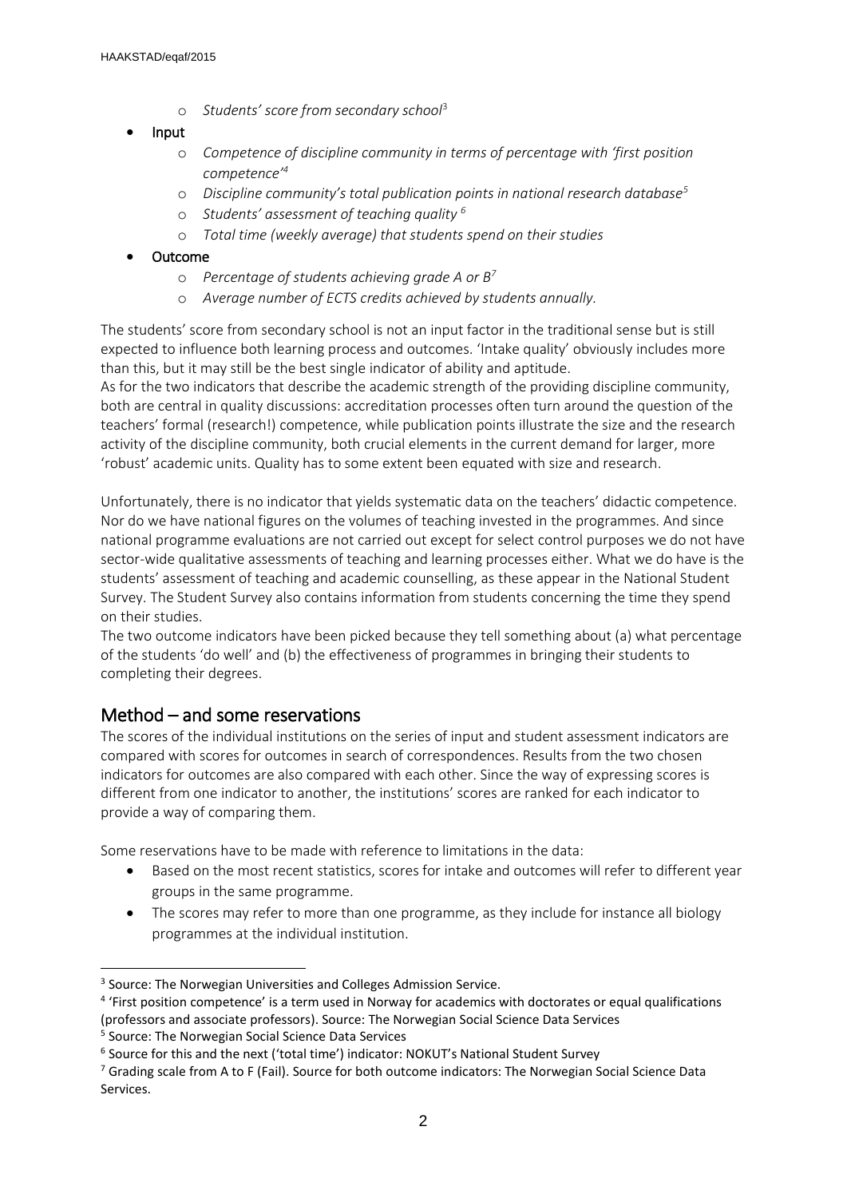- *Students' score from secondary school*[3]

- Input
  - *Competence of discipline community in terms of percentage with 'first position competence'*[4]
  - *Discipline community's total publication points in national research database*[5]
  - *Students' assessment of teaching quality* [6]
  - *Total time (weekly average) that students spend on their studies*
- Outcome
  - *Percentage of students achieving grade A or B*[7]
  - *Average number of ECTS credits achieved by students annually.*

The students' score from secondary school is not an input factor in the traditional sense but is still expected to influence both learning process and outcomes. 'Intake quality' obviously includes more than this, but it may still be the best single indicator of ability and aptitude.
As for the two indicators that describe the academic strength of the providing discipline community, both are central in quality discussions: accreditation processes often turn around the question of the teachers' formal (research!) competence, while publication points illustrate the size and the research activity of the discipline community, both crucial elements in the current demand for larger, more 'robust' academic units. Quality has to some extent been equated with size and research.

Unfortunately, there is no indicator that yields systematic data on the teachers' didactic competence. Nor do we have national figures on the volumes of teaching invested in the programmes. And since national programme evaluations are not carried out except for select control purposes we do not have sector-wide qualitative assessments of teaching and learning processes either. What we do have is the students' assessment of teaching and academic counselling, as these appear in the National Student Survey. The Student Survey also contains information from students concerning the time they spend on their studies.
The two outcome indicators have been picked because they tell something about (a) what percentage of the students 'do well' and (b) the effectiveness of programmes in bringing their students to completing their degrees.

## Method – and some reservations

The scores of the individual institutions on the series of input and student assessment indicators are compared with scores for outcomes in search of correspondences. Results from the two chosen indicators for outcomes are also compared with each other. Since the way of expressing scores is different from one indicator to another, the institutions' scores are ranked for each indicator to provide a way of comparing them.

Some reservations have to be made with reference to limitations in the data:

- Based on the most recent statistics, scores for intake and outcomes will refer to different year groups in the same programme.
- The scores may refer to more than one programme, as they include for instance all biology programmes at the individual institution.

---

[3] Source: The Norwegian Universities and Colleges Admission Service.
[4] 'First position competence' is a term used in Norway for academics with doctorates or equal qualifications (professors and associate professors). Source: The Norwegian Social Science Data Services
[5] Source: The Norwegian Social Science Data Services
[6] Source for this and the next ('total time') indicator: NOKUT's National Student Survey
[7] Grading scale from A to F (Fail). Source for both outcome indicators: The Norwegian Social Science Data Services.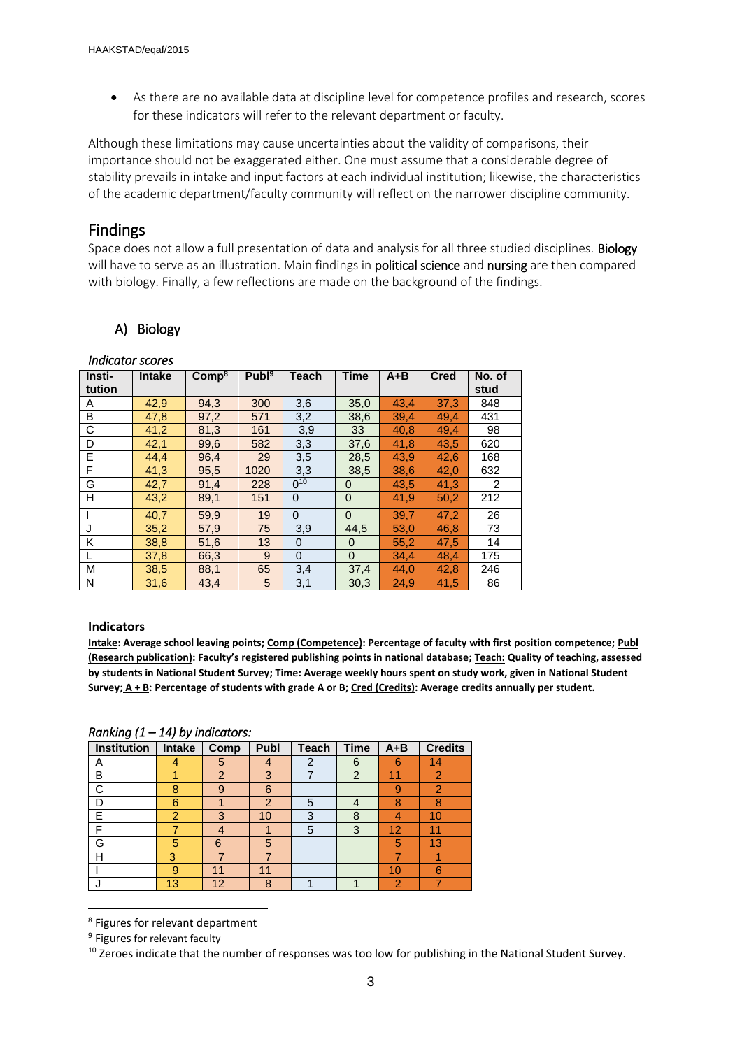- As there are no available data at discipline level for competence profiles and research, scores for these indicators will refer to the relevant department or faculty.

Although these limitations may cause uncertainties about the validity of comparisons, their importance should not be exaggerated either. One must assume that a considerable degree of stability prevails in intake and input factors at each individual institution; likewise, the characteristics of the academic department/faculty community will reflect on the narrower discipline community.

## Findings

Space does not allow a full presentation of data and analysis for all three studied disciplines. **Biology** will have to serve as an illustration. Main findings in **political science** and **nursing** are then compared with biology. Finally, a few reflections are made on the background of the findings.

### A) Biology

*Indicator scores*

| Insti-tution | Intake | Comp[8] | Publ[9] | Teach | Time | A+B | Cred | No. of stud |
|---|---|---|---|---|---|---|---|---|
| A | 42,9 | 94,3 | 300 | 3,6 | 35,0 | 43,4 | 37,3 | 848 |
| B | 47,8 | 97,2 | 571 | 3,2 | 38,6 | 39,4 | 49,4 | 431 |
| C | 41,2 | 81,3 | 161 | 3,9 | 33 | 40,8 | 49,4 | 98 |
| D | 42,1 | 99,6 | 582 | 3,3 | 37,6 | 41,8 | 43,5 | 620 |
| E | 44,4 | 96,4 | 29 | 3,5 | 28,5 | 43,9 | 42,6 | 168 |
| F | 41,3 | 95,5 | 1020 | 3,3 | 38,5 | 38,6 | 42,0 | 632 |
| G | 42,7 | 91,4 | 228 | 0[10] | 0 | 43,5 | 41,3 | 2 |
| H | 43,2 | 89,1 | 151 | 0 | 0 | 41,9 | 50,2 | 212 |
| I | 40,7 | 59,9 | 19 | 0 | 0 | 39,7 | 47,2 | 26 |
| J | 35,2 | 57,9 | 75 | 3,9 | 44,5 | 53,0 | 46,8 | 73 |
| K | 38,8 | 51,6 | 13 | 0 | 0 | 55,2 | 47,5 | 14 |
| L | 37,8 | 66,3 | 9 | 0 | 0 | 34,4 | 48,4 | 175 |
| M | 38,5 | 88,1 | 65 | 3,4 | 37,4 | 44,0 | 42,8 | 246 |
| N | 31,6 | 43,4 | 5 | 3,1 | 30,3 | 24,9 | 41,5 | 86 |

**Indicators**

**Intake: Average school leaving points; Comp (Competence): Percentage of faculty with first position competence; Publ (Research publication): Faculty's registered publishing points in national database; Teach: Quality of teaching, assessed by students in National Student Survey; Time: Average weekly hours spent on study work, given in National Student Survey; A + B: Percentage of students with grade A or B; Cred (Credits): Average credits annually per student.**

*Ranking (1 – 14) by indicators:*

| Institution | Intake | Comp | Publ | Teach | Time | A+B | Credits |
|---|---|---|---|---|---|---|---|
| A | 4 | 5 | 4 | 2 | 6 | 6 | 14 |
| B | 1 | 2 | 3 | 7 | 2 | 11 | 2 |
| C | 8 | 9 | 6 | | | 9 | 2 |
| D | 6 | 1 | 2 | 5 | 4 | 8 | 8 |
| E | 2 | 3 | 10 | 3 | 8 | 4 | 10 |
| F | 7 | 4 | 1 | 5 | 3 | 12 | 11 |
| G | 5 | 6 | 5 | | | 5 | 13 |
| H | 3 | 7 | 7 | | | 7 | 1 |
| I | 9 | 11 | 11 | | | 10 | 6 |
| J | 13 | 12 | 8 | 1 | 1 | 2 | 7 |

[8] Figures for relevant department

[9] Figures for relevant faculty

[10] Zeroes indicate that the number of responses was too low for publishing in the National Student Survey.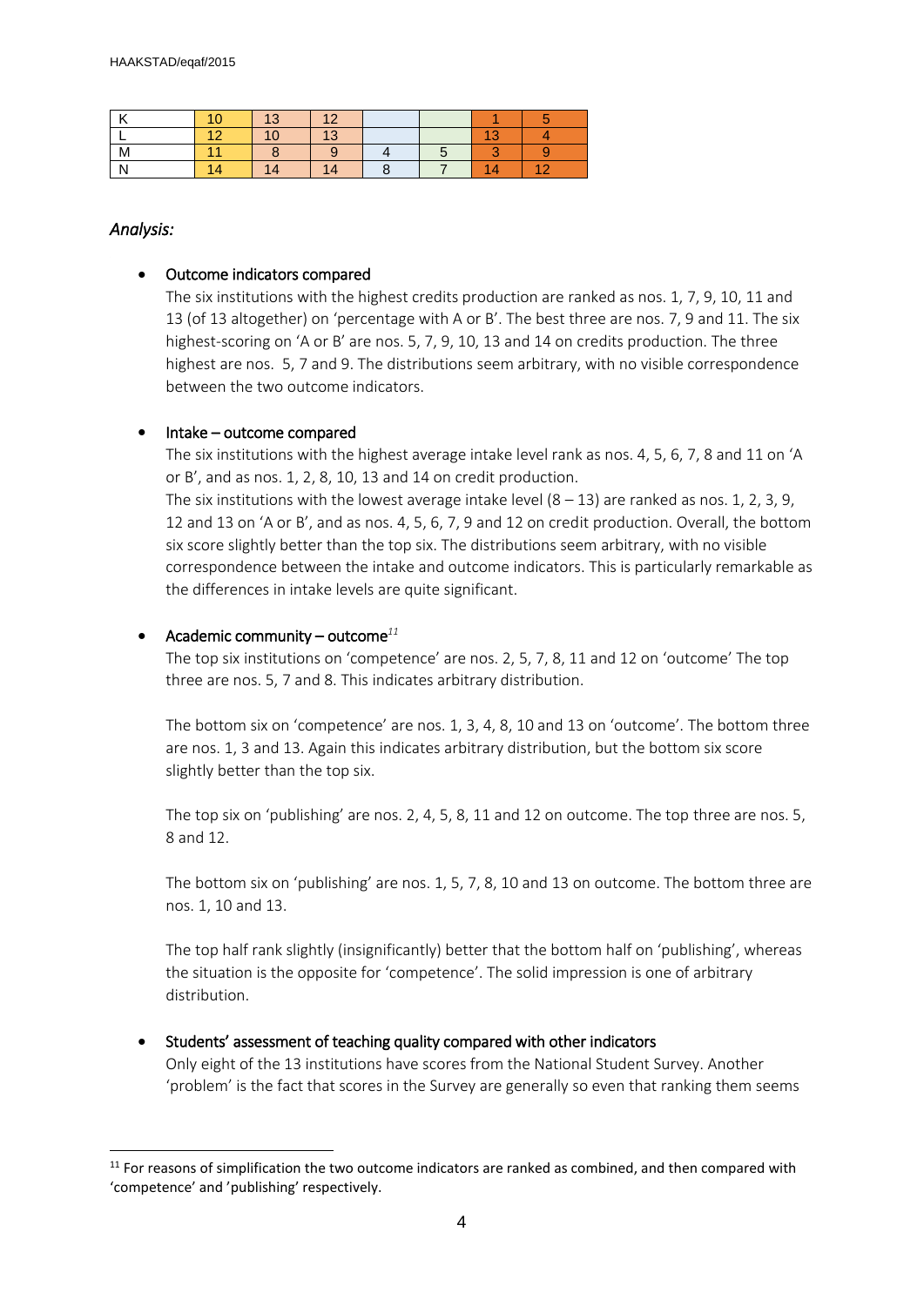| K | 10 | 13 | 12 | | | 1 | 5 |
|---|---|---|---|---|---|---|---|
| L | 12 | 10 | 13 | | | 13 | 4 |
| M | 11 | 8 | 9 | 4 | 5 | 3 | 9 |
| N | 14 | 14 | 14 | 8 | 7 | 14 | 12 |

## *Analysis:*

- **Outcome indicators compared**

  The six institutions with the highest credits production are ranked as nos. 1, 7, 9, 10, 11 and 13 (of 13 altogether) on 'percentage with A or B'. The best three are nos. 7, 9 and 11. The six highest-scoring on 'A or B' are nos. 5, 7, 9, 10, 13 and 14 on credits production. The three highest are nos. 5, 7 and 9. The distributions seem arbitrary, with no visible correspondence between the two outcome indicators.

- **Intake – outcome compared**

  The six institutions with the highest average intake level rank as nos. 4, 5, 6, 7, 8 and 11 on 'A or B', and as nos. 1, 2, 8, 10, 13 and 14 on credit production.

  The six institutions with the lowest average intake level (8 – 13) are ranked as nos. 1, 2, 3, 9, 12 and 13 on 'A or B', and as nos. 4, 5, 6, 7, 9 and 12 on credit production. Overall, the bottom six score slightly better than the top six. The distributions seem arbitrary, with no visible correspondence between the intake and outcome indicators. This is particularly remarkable as the differences in intake levels are quite significant.

- **Academic community – outcome**[11]

  The top six institutions on 'competence' are nos. 2, 5, 7, 8, 11 and 12 on 'outcome' The top three are nos. 5, 7 and 8. This indicates arbitrary distribution.

  The bottom six on 'competence' are nos. 1, 3, 4, 8, 10 and 13 on 'outcome'. The bottom three are nos. 1, 3 and 13. Again this indicates arbitrary distribution, but the bottom six score slightly better than the top six.

  The top six on 'publishing' are nos. 2, 4, 5, 8, 11 and 12 on outcome. The top three are nos. 5, 8 and 12.

  The bottom six on 'publishing' are nos. 1, 5, 7, 8, 10 and 13 on outcome. The bottom three are nos. 1, 10 and 13.

  The top half rank slightly (insignificantly) better that the bottom half on 'publishing', whereas the situation is the opposite for 'competence'. The solid impression is one of arbitrary distribution.

- **Students' assessment of teaching quality compared with other indicators**

  Only eight of the 13 institutions have scores from the National Student Survey. Another 'problem' is the fact that scores in the Survey are generally so even that ranking them seems

[11] For reasons of simplification the two outcome indicators are ranked as combined, and then compared with 'competence' and 'publishing' respectively.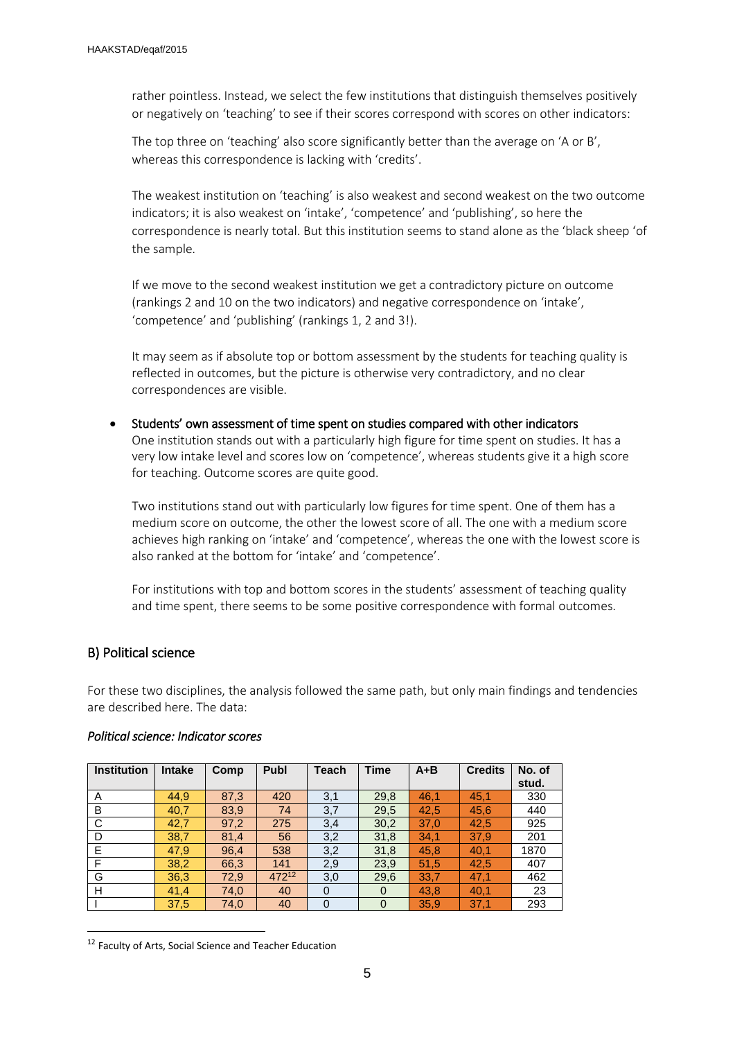rather pointless. Instead, we select the few institutions that distinguish themselves positively or negatively on 'teaching' to see if their scores correspond with scores on other indicators:

The top three on 'teaching' also score significantly better than the average on 'A or B', whereas this correspondence is lacking with 'credits'.

The weakest institution on 'teaching' is also weakest and second weakest on the two outcome indicators; it is also weakest on 'intake', 'competence' and 'publishing', so here the correspondence is nearly total. But this institution seems to stand alone as the 'black sheep 'of the sample.

If we move to the second weakest institution we get a contradictory picture on outcome (rankings 2 and 10 on the two indicators) and negative correspondence on 'intake', 'competence' and 'publishing' (rankings 1, 2 and 3!).

It may seem as if absolute top or bottom assessment by the students for teaching quality is reflected in outcomes, but the picture is otherwise very contradictory, and no clear correspondences are visible.

- Students' own assessment of time spent on studies compared with other indicators
  One institution stands out with a particularly high figure for time spent on studies. It has a very low intake level and scores low on 'competence', whereas students give it a high score for teaching. Outcome scores are quite good.

  Two institutions stand out with particularly low figures for time spent. One of them has a medium score on outcome, the other the lowest score of all. The one with a medium score achieves high ranking on 'intake' and 'competence', whereas the one with the lowest score is also ranked at the bottom for 'intake' and 'competence'.

  For institutions with top and bottom scores in the students' assessment of teaching quality and time spent, there seems to be some positive correspondence with formal outcomes.

## B) Political science

For these two disciplines, the analysis followed the same path, but only main findings and tendencies are described here. The data:

*Political science: Indicator scores*

| Institution | Intake | Comp | Publ | Teach | Time | A+B | Credits | No. of stud. |
|---|---|---|---|---|---|---|---|---|
| A | 44,9 | 87,3 | 420 | 3,1 | 29,8 | 46,1 | 45,1 | 330 |
| B | 40,7 | 83,9 | 74 | 3,7 | 29,5 | 42,5 | 45,6 | 440 |
| C | 42,7 | 97,2 | 275 | 3,4 | 30,2 | 37,0 | 42,5 | 925 |
| D | 38,7 | 81,4 | 56 | 3,2 | 31,8 | 34,1 | 37,9 | 201 |
| E | 47,9 | 96,4 | 538 | 3,2 | 31,8 | 45,8 | 40,1 | 1870 |
| F | 38,2 | 66,3 | 141 | 2,9 | 23,9 | 51,5 | 42,5 | 407 |
| G | 36,3 | 72,9 | 472[12] | 3,0 | 29,6 | 33,7 | 47,1 | 462 |
| H | 41,4 | 74,0 | 40 | 0 | 0 | 43,8 | 40,1 | 23 |
| I | 37,5 | 74,0 | 40 | 0 | 0 | 35,9 | 37,1 | 293 |

[12] Faculty of Arts, Social Science and Teacher Education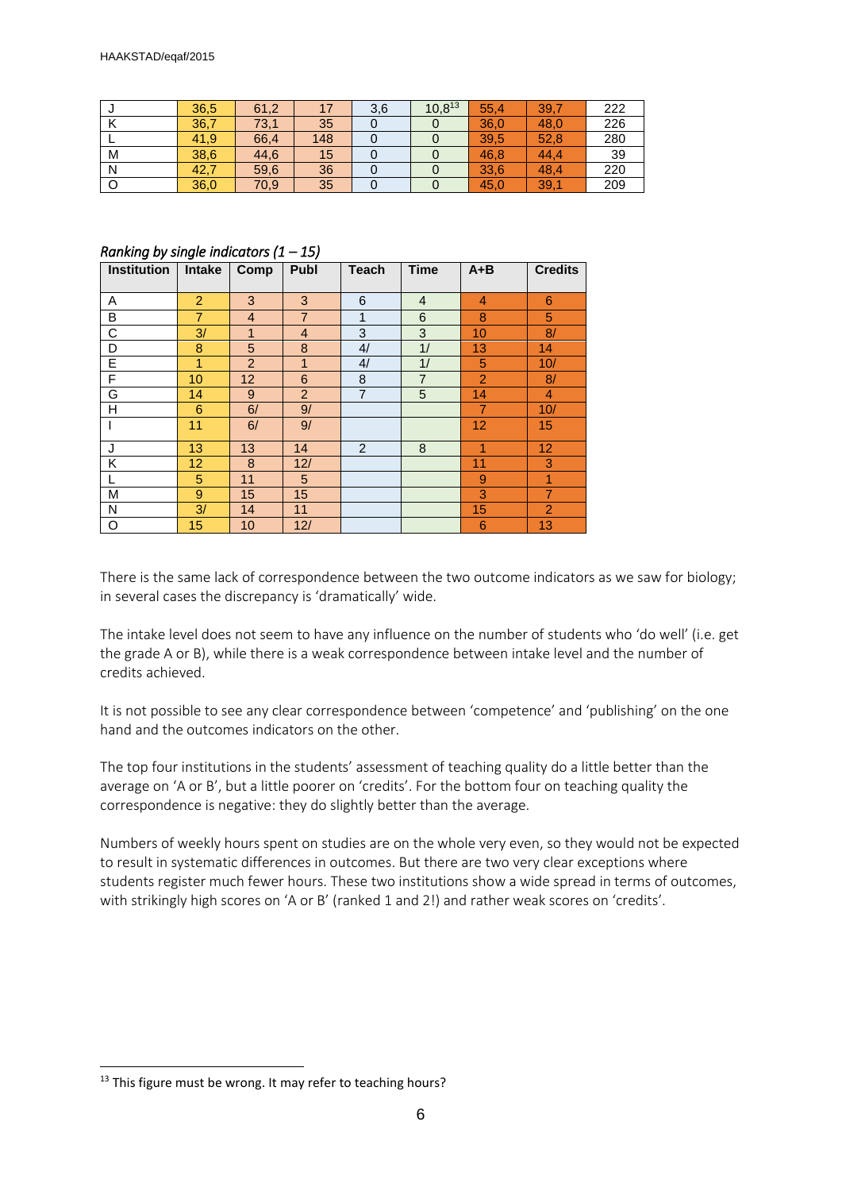| J | 36,5 | 61,2 | 17 | 3,6 | 10,8[13] | 55,4 | 39,7 | 222 |
|---|---|---|---|---|---|---|---|---|
| K | 36,7 | 73,1 | 35 | 0 | 0 | 36,0 | 48,0 | 226 |
| L | 41,9 | 66,4 | 148 | 0 | 0 | 39,5 | 52,8 | 280 |
| M | 38,6 | 44,6 | 15 | 0 | 0 | 46,8 | 44,4 | 39 |
| N | 42,7 | 59,6 | 36 | 0 | 0 | 33,6 | 48,4 | 220 |
| O | 36,0 | 70,9 | 35 | 0 | 0 | 45,0 | 39,1 | 209 |

*Ranking by single indicators (1 – 15)*

| Institution | Intake | Comp | Publ | Teach | Time | A+B | Credits |
|---|---|---|---|---|---|---|---|
| A | 2 | 3 | 3 | 6 | 4 | 4 | 6 |
| B | 7 | 4 | 7 | 1 | 6 | 8 | 5 |
| C | 3/ | 1 | 4 | 3 | 3 | 10 | 8/ |
| D | 8 | 5 | 8 | 4/ | 1/ | 13 | 14 |
| E | 1 | 2 | 1 | 4/ | 1/ | 5 | 10/ |
| F | 10 | 12 | 6 | 8 | 7 | 2 | 8/ |
| G | 14 | 9 | 2 | 7 | 5 | 14 | 4 |
| H | 6 | 6/ | 9/ | | | 7 | 10/ |
| I | 11 | 6/ | 9/ | | | 12 | 15 |
| J | 13 | 13 | 14 | 2 | 8 | 1 | 12 |
| K | 12 | 8 | 12/ | | | 11 | 3 |
| L | 5 | 11 | 5 | | | 9 | 1 |
| M | 9 | 15 | 15 | | | 3 | 7 |
| N | 3/ | 14 | 11 | | | 15 | 2 |
| O | 15 | 10 | 12/ | | | 6 | 13 |

There is the same lack of correspondence between the two outcome indicators as we saw for biology; in several cases the discrepancy is 'dramatically' wide.

The intake level does not seem to have any influence on the number of students who 'do well' (i.e. get the grade A or B), while there is a weak correspondence between intake level and the number of credits achieved.

It is not possible to see any clear correspondence between 'competence' and 'publishing' on the one hand and the outcomes indicators on the other.

The top four institutions in the students' assessment of teaching quality do a little better than the average on 'A or B', but a little poorer on 'credits'. For the bottom four on teaching quality the correspondence is negative: they do slightly better than the average.

Numbers of weekly hours spent on studies are on the whole very even, so they would not be expected to result in systematic differences in outcomes. But there are two very clear exceptions where students register much fewer hours. These two institutions show a wide spread in terms of outcomes, with strikingly high scores on 'A or B' (ranked 1 and 2!) and rather weak scores on 'credits'.

[13] This figure must be wrong. It may refer to teaching hours?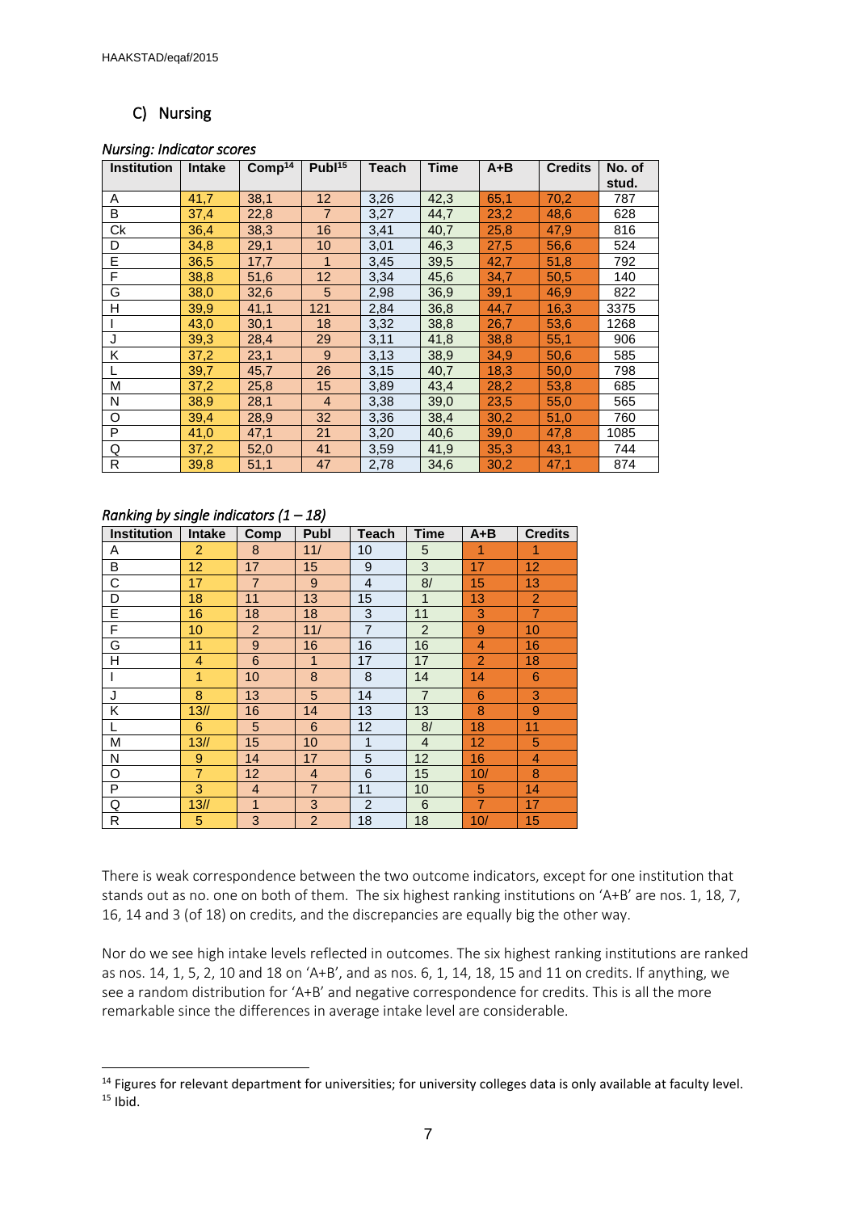## C) Nursing

*Nursing: Indicator scores*

| Institution | Intake | Comp[14] | Publ[15] | Teach | Time | A+B | Credits | No. of stud. |
|---|---|---|---|---|---|---|---|---|
| A | 41,7 | 38,1 | 12 | 3,26 | 42,3 | 65,1 | 70,2 | 787 |
| B | 37,4 | 22,8 | 7 | 3,27 | 44,7 | 23,2 | 48,6 | 628 |
| Ck | 36,4 | 38,3 | 16 | 3,41 | 40,7 | 25,8 | 47,9 | 816 |
| D | 34,8 | 29,1 | 10 | 3,01 | 46,3 | 27,5 | 56,6 | 524 |
| E | 36,5 | 17,7 | 1 | 3,45 | 39,5 | 42,7 | 51,8 | 792 |
| F | 38,8 | 51,6 | 12 | 3,34 | 45,6 | 34,7 | 50,5 | 140 |
| G | 38,0 | 32,6 | 5 | 2,98 | 36,9 | 39,1 | 46,9 | 822 |
| H | 39,9 | 41,1 | 121 | 2,84 | 36,8 | 44,7 | 16,3 | 3375 |
| I | 43,0 | 30,1 | 18 | 3,32 | 38,8 | 26,7 | 53,6 | 1268 |
| J | 39,3 | 28,4 | 29 | 3,11 | 41,8 | 38,8 | 55,1 | 906 |
| K | 37,2 | 23,1 | 9 | 3,13 | 38,9 | 34,9 | 50,6 | 585 |
| L | 39,7 | 45,7 | 26 | 3,15 | 40,7 | 18,3 | 50,0 | 798 |
| M | 37,2 | 25,8 | 15 | 3,89 | 43,4 | 28,2 | 53,8 | 685 |
| N | 38,9 | 28,1 | 4 | 3,38 | 39,0 | 23,5 | 55,0 | 565 |
| O | 39,4 | 28,9 | 32 | 3,36 | 38,4 | 30,2 | 51,0 | 760 |
| P | 41,0 | 47,1 | 21 | 3,20 | 40,6 | 39,0 | 47,8 | 1085 |
| Q | 37,2 | 52,0 | 41 | 3,59 | 41,9 | 35,3 | 43,1 | 744 |
| R | 39,8 | 51,1 | 47 | 2,78 | 34,6 | 30,2 | 47,1 | 874 |

*Ranking by single indicators (1 – 18)*

| Institution | Intake | Comp | Publ | Teach | Time | A+B | Credits |
|---|---|---|---|---|---|---|---|
| A | 2 | 8 | 11/ | 10 | 5 | 1 | 1 |
| B | 12 | 17 | 15 | 9 | 3 | 17 | 12 |
| C | 17 | 7 | 9 | 4 | 8/ | 15 | 13 |
| D | 18 | 11 | 13 | 15 | 1 | 13 | 2 |
| E | 16 | 18 | 18 | 3 | 11 | 3 | 7 |
| F | 10 | 2 | 11/ | 7 | 2 | 9 | 10 |
| G | 11 | 9 | 16 | 16 | 16 | 4 | 16 |
| H | 4 | 6 | 1 | 17 | 17 | 2 | 18 |
| I | 1 | 10 | 8 | 8 | 14 | 14 | 6 |
| J | 8 | 13 | 5 | 14 | 7 | 6 | 3 |
| K | 13// | 16 | 14 | 13 | 13 | 8 | 9 |
| L | 6 | 5 | 6 | 12 | 8/ | 18 | 11 |
| M | 13// | 15 | 10 | 1 | 4 | 12 | 5 |
| N | 9 | 14 | 17 | 5 | 12 | 16 | 4 |
| O | 7 | 12 | 4 | 6 | 15 | 10/ | 8 |
| P | 3 | 4 | 7 | 11 | 10 | 5 | 14 |
| Q | 13// | 1 | 3 | 2 | 6 | 7 | 17 |
| R | 5 | 3 | 2 | 18 | 18 | 10/ | 15 |

There is weak correspondence between the two outcome indicators, except for one institution that stands out as no. one on both of them. The six highest ranking institutions on 'A+B' are nos. 1, 18, 7, 16, 14 and 3 (of 18) on credits, and the discrepancies are equally big the other way.

Nor do we see high intake levels reflected in outcomes. The six highest ranking institutions are ranked as nos. 14, 1, 5, 2, 10 and 18 on 'A+B', and as nos. 6, 1, 14, 18, 15 and 11 on credits. If anything, we see a random distribution for 'A+B' and negative correspondence for credits. This is all the more remarkable since the differences in average intake level are considerable.

[14] Figures for relevant department for universities; for university colleges data is only available at faculty level.
[15] Ibid.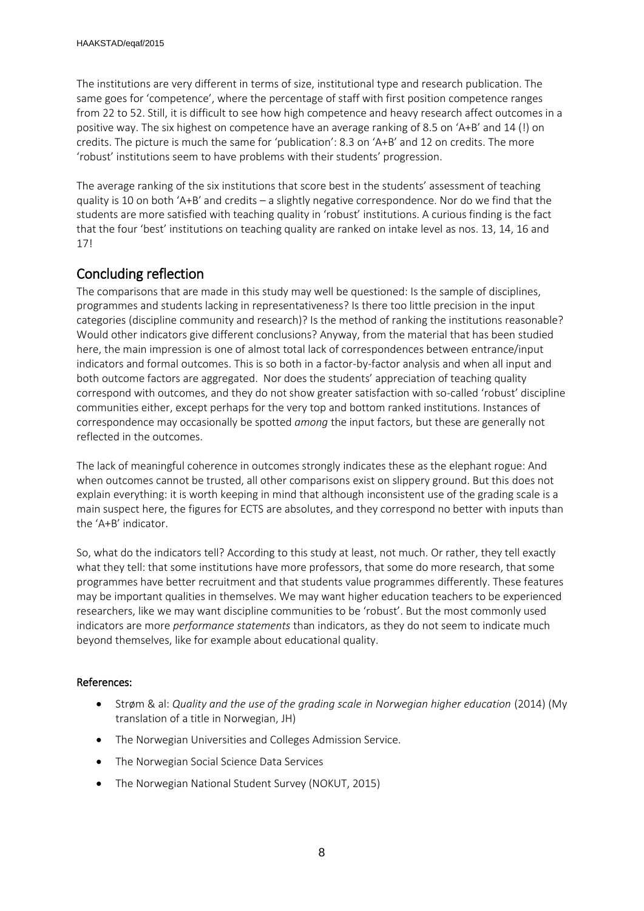The institutions are very different in terms of size, institutional type and research publication. The same goes for 'competence', where the percentage of staff with first position competence ranges from 22 to 52. Still, it is difficult to see how high competence and heavy research affect outcomes in a positive way. The six highest on competence have an average ranking of 8.5 on 'A+B' and 14 (!) on credits. The picture is much the same for 'publication': 8.3 on 'A+B' and 12 on credits. The more 'robust' institutions seem to have problems with their students' progression.

The average ranking of the six institutions that score best in the students' assessment of teaching quality is 10 on both 'A+B' and credits – a slightly negative correspondence. Nor do we find that the students are more satisfied with teaching quality in 'robust' institutions. A curious finding is the fact that the four 'best' institutions on teaching quality are ranked on intake level as nos. 13, 14, 16 and 17!

## Concluding reflection

The comparisons that are made in this study may well be questioned: Is the sample of disciplines, programmes and students lacking in representativeness? Is there too little precision in the input categories (discipline community and research)? Is the method of ranking the institutions reasonable? Would other indicators give different conclusions? Anyway, from the material that has been studied here, the main impression is one of almost total lack of correspondences between entrance/input indicators and formal outcomes. This is so both in a factor-by-factor analysis and when all input and both outcome factors are aggregated. Nor does the students' appreciation of teaching quality correspond with outcomes, and they do not show greater satisfaction with so-called 'robust' discipline communities either, except perhaps for the very top and bottom ranked institutions. Instances of correspondence may occasionally be spotted *among* the input factors, but these are generally not reflected in the outcomes.

The lack of meaningful coherence in outcomes strongly indicates these as the elephant rogue: And when outcomes cannot be trusted, all other comparisons exist on slippery ground. But this does not explain everything: it is worth keeping in mind that although inconsistent use of the grading scale is a main suspect here, the figures for ECTS are absolutes, and they correspond no better with inputs than the 'A+B' indicator.

So, what do the indicators tell? According to this study at least, not much. Or rather, they tell exactly what they tell: that some institutions have more professors, that some do more research, that some programmes have better recruitment and that students value programmes differently. These features may be important qualities in themselves. We may want higher education teachers to be experienced researchers, like we may want discipline communities to be 'robust'. But the most commonly used indicators are more *performance statements* than indicators, as they do not seem to indicate much beyond themselves, like for example about educational quality.

#### References:

- Strøm & al: *Quality and the use of the grading scale in Norwegian higher education* (2014) (My translation of a title in Norwegian, JH)
- The Norwegian Universities and Colleges Admission Service.
- The Norwegian Social Science Data Services
- The Norwegian National Student Survey (NOKUT, 2015)